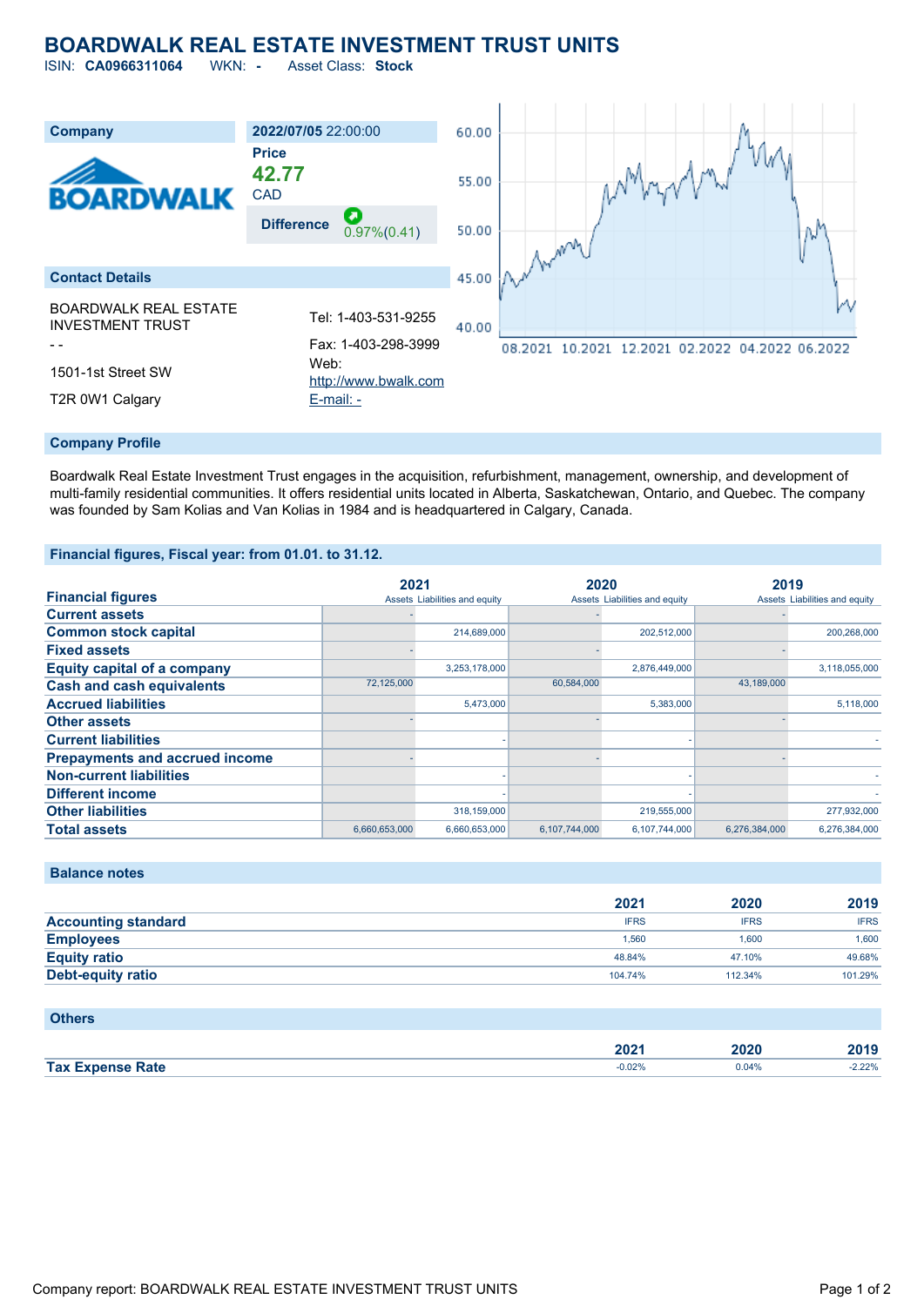# BOARDWALK REAL ESTATE INVESTMENT TRUST UNITS

ISIN: **CA0966311064** WKN: **-** Asset Class: **Stock**

| Company | 2022/07/05 22:00:00 |
|---|---|
| | **Price** |
| | **42.77** |
| | CAD |
| | **Difference** 0.97%(0.41) |

## Contact Details

| | |
|---|---|
| BOARDWALK REAL ESTATE INVESTMENT TRUST | Tel: 1-403-531-9255 |
| - - | Fax: 1-403-298-3999 |
| 1501-1st Street SW | Web: http://www.bwalk.com |
| T2R 0W1 Calgary | E-mail: - |

## Company Profile

Boardwalk Real Estate Investment Trust engages in the acquisition, refurbishment, management, ownership, and development of multi-family residential communities. It offers residential units located in Alberta, Saskatchewan, Ontario, and Quebec. The company was founded by Sam Kolias and Van Kolias in 1984 and is headquartered in Calgary, Canada.

## Financial figures, Fiscal year: from 01.01. to 31.12.

| Financial figures | 2021 Assets | 2021 Liabilities and equity | 2020 Assets | 2020 Liabilities and equity | 2019 Assets | 2019 Liabilities and equity |
|---|---|---|---|---|---|---|
| **Current assets** | - | | - | | - | |
| **Common stock capital** | | 214,689,000 | | 202,512,000 | | 200,268,000 |
| **Fixed assets** | - | | - | | - | |
| **Equity capital of a company** | | 3,253,178,000 | | 2,876,449,000 | | 3,118,055,000 |
| **Cash and cash equivalents** | 72,125,000 | | 60,584,000 | | 43,189,000 | |
| **Accrued liabilities** | | 5,473,000 | | 5,383,000 | | 5,118,000 |
| **Other assets** | - | | - | | - | |
| **Current liabilities** | | - | | - | | - |
| **Prepayments and accrued income** | - | | - | | - | |
| **Non-current liabilities** | | - | | - | | - |
| **Different income** | | - | | - | | - |
| **Other liabilities** | | 318,159,000 | | 219,555,000 | | 277,932,000 |
| **Total assets** | 6,660,653,000 | 6,660,653,000 | 6,107,744,000 | 6,107,744,000 | 6,276,384,000 | 6,276,384,000 |

## Balance notes

| | 2021 | 2020 | 2019 |
|---|---|---|---|
| **Accounting standard** | IFRS | IFRS | IFRS |
| **Employees** | 1,560 | 1,600 | 1,600 |
| **Equity ratio** | 48.84% | 47.10% | 49.68% |
| **Debt-equity ratio** | 104.74% | 112.34% | 101.29% |

## Others

| | 2021 | 2020 | 2019 |
|---|---|---|---|
| **Tax Expense Rate** | -0.02% | 0.04% | -2.22% |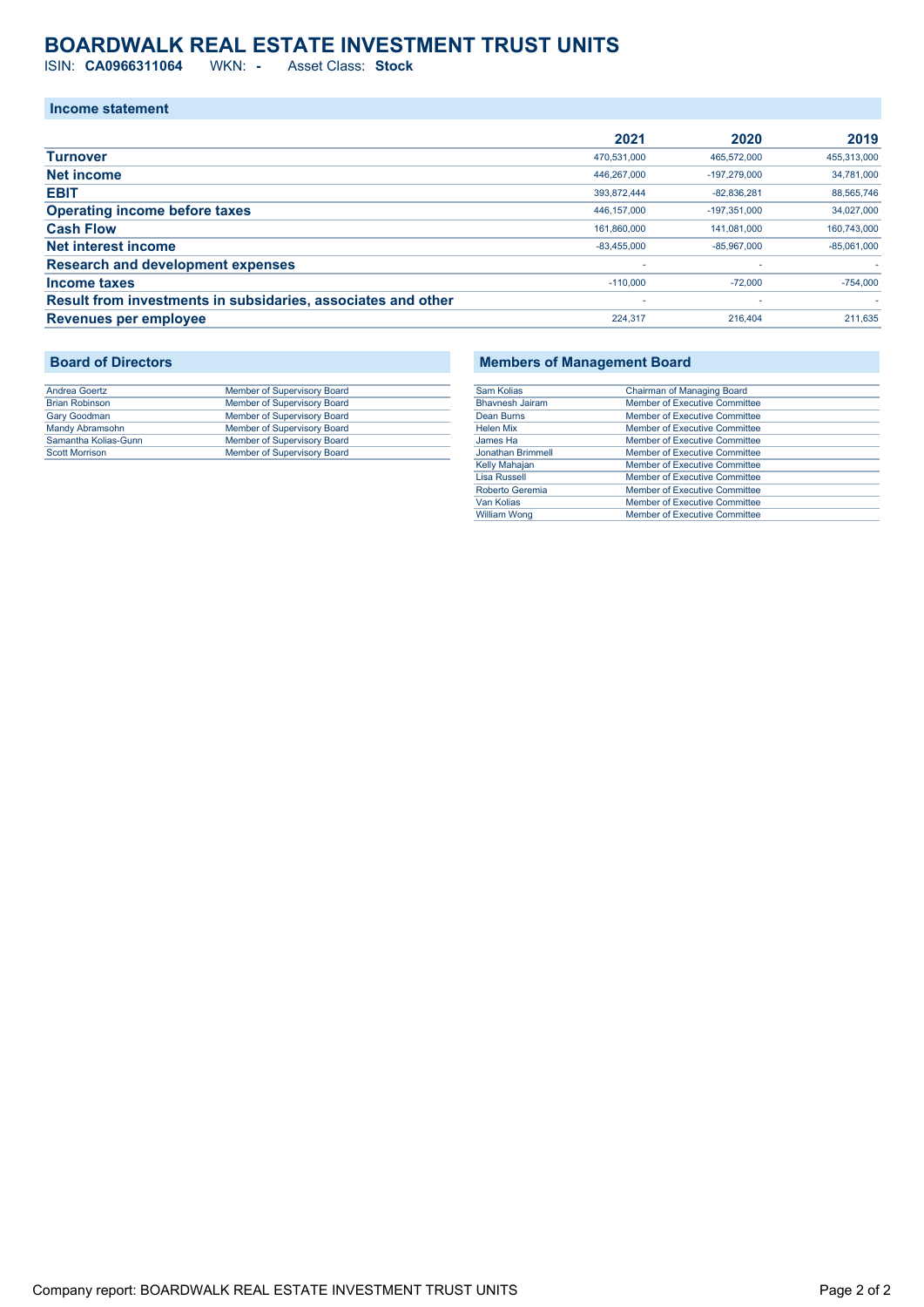# BOARDWALK REAL ESTATE INVESTMENT TRUST UNITS

ISIN: **CA0966311064** WKN: **-** Asset Class: **Stock**

## Income statement

| | 2021 | 2020 | 2019 |
|---|---|---|---|
| **Turnover** | 470,531,000 | 465,572,000 | 455,313,000 |
| **Net income** | 446,267,000 | -197,279,000 | 34,781,000 |
| **EBIT** | 393,872,444 | -82,836,281 | 88,565,746 |
| **Operating income before taxes** | 446,157,000 | -197,351,000 | 34,027,000 |
| **Cash Flow** | 161,860,000 | 141,081,000 | 160,743,000 |
| **Net interest income** | -83,455,000 | -85,967,000 | -85,061,000 |
| **Research and development expenses** | - | - | - |
| **Income taxes** | -110,000 | -72,000 | -754,000 |
| **Result from investments in subsidaries, associates and other** | - | - | - |
| **Revenues per employee** | 224,317 | 216,404 | 211,635 |

## Board of Directors

| | |
|---|---|
| Andrea Goertz | Member of Supervisory Board |
| Brian Robinson | Member of Supervisory Board |
| Gary Goodman | Member of Supervisory Board |
| Mandy Abramsohn | Member of Supervisory Board |
| Samantha Kolias-Gunn | Member of Supervisory Board |
| Scott Morrison | Member of Supervisory Board |

## Members of Management Board

| | |
|---|---|
| Sam Kolias | Chairman of Managing Board |
| Bhavnesh Jairam | Member of Executive Committee |
| Dean Burns | Member of Executive Committee |
| Helen Mix | Member of Executive Committee |
| James Ha | Member of Executive Committee |
| Jonathan Brimmell | Member of Executive Committee |
| Kelly Mahajan | Member of Executive Committee |
| Lisa Russell | Member of Executive Committee |
| Roberto Geremia | Member of Executive Committee |
| Van Kolias | Member of Executive Committee |
| William Wong | Member of Executive Committee |